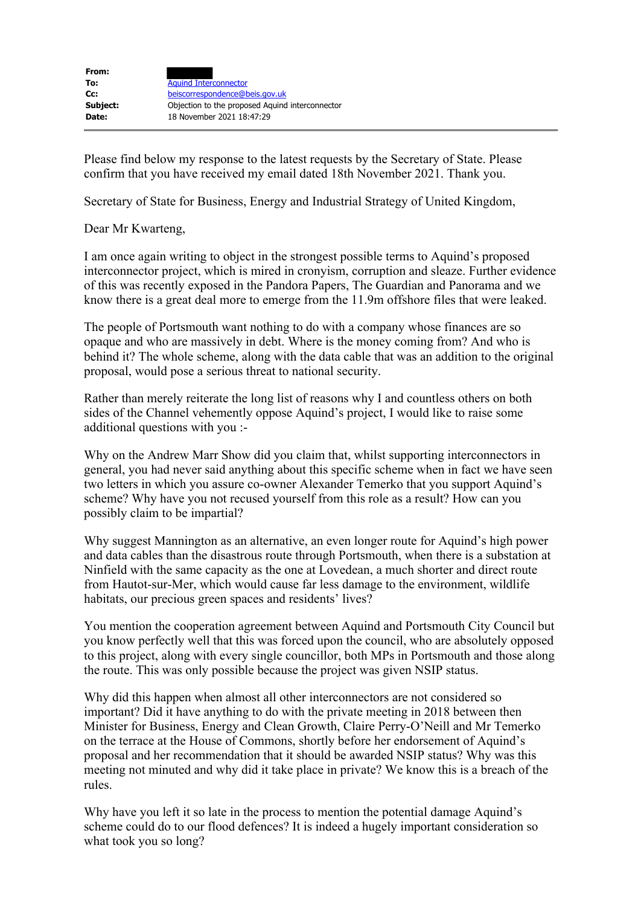| | |
|---|---|
| **From:** | |
| **To:** | Aquind Interconnector |
| **Cc:** | beiscorrespondence@beis.gov.uk |
| **Subject:** | Objection to the proposed Aquind interconnector |
| **Date:** | 18 November 2021 18:47:29 |

Please find below my response to the latest requests by the Secretary of State. Please confirm that you have received my email dated 18th November 2021. Thank you.

Secretary of State for Business, Energy and Industrial Strategy of United Kingdom,

Dear Mr Kwarteng,

I am once again writing to object in the strongest possible terms to Aquind's proposed interconnector project, which is mired in cronyism, corruption and sleaze. Further evidence of this was recently exposed in the Pandora Papers, The Guardian and Panorama and we know there is a great deal more to emerge from the 11.9m offshore files that were leaked.

The people of Portsmouth want nothing to do with a company whose finances are so opaque and who are massively in debt. Where is the money coming from? And who is behind it? The whole scheme, along with the data cable that was an addition to the original proposal, would pose a serious threat to national security.

Rather than merely reiterate the long list of reasons why I and countless others on both sides of the Channel vehemently oppose Aquind's project, I would like to raise some additional questions with you :-

Why on the Andrew Marr Show did you claim that, whilst supporting interconnectors in general, you had never said anything about this specific scheme when in fact we have seen two letters in which you assure co-owner Alexander Temerko that you support Aquind's scheme? Why have you not recused yourself from this role as a result? How can you possibly claim to be impartial?

Why suggest Mannington as an alternative, an even longer route for Aquind's high power and data cables than the disastrous route through Portsmouth, when there is a substation at Ninfield with the same capacity as the one at Lovedean, a much shorter and direct route from Hautot-sur-Mer, which would cause far less damage to the environment, wildlife habitats, our precious green spaces and residents' lives?

You mention the cooperation agreement between Aquind and Portsmouth City Council but you know perfectly well that this was forced upon the council, who are absolutely opposed to this project, along with every single councillor, both MPs in Portsmouth and those along the route. This was only possible because the project was given NSIP status.

Why did this happen when almost all other interconnectors are not considered so important? Did it have anything to do with the private meeting in 2018 between then Minister for Business, Energy and Clean Growth, Claire Perry-O'Neill and Mr Temerko on the terrace at the House of Commons, shortly before her endorsement of Aquind's proposal and her recommendation that it should be awarded NSIP status? Why was this meeting not minuted and why did it take place in private? We know this is a breach of the rules.

Why have you left it so late in the process to mention the potential damage Aquind's scheme could do to our flood defences? It is indeed a hugely important consideration so what took you so long?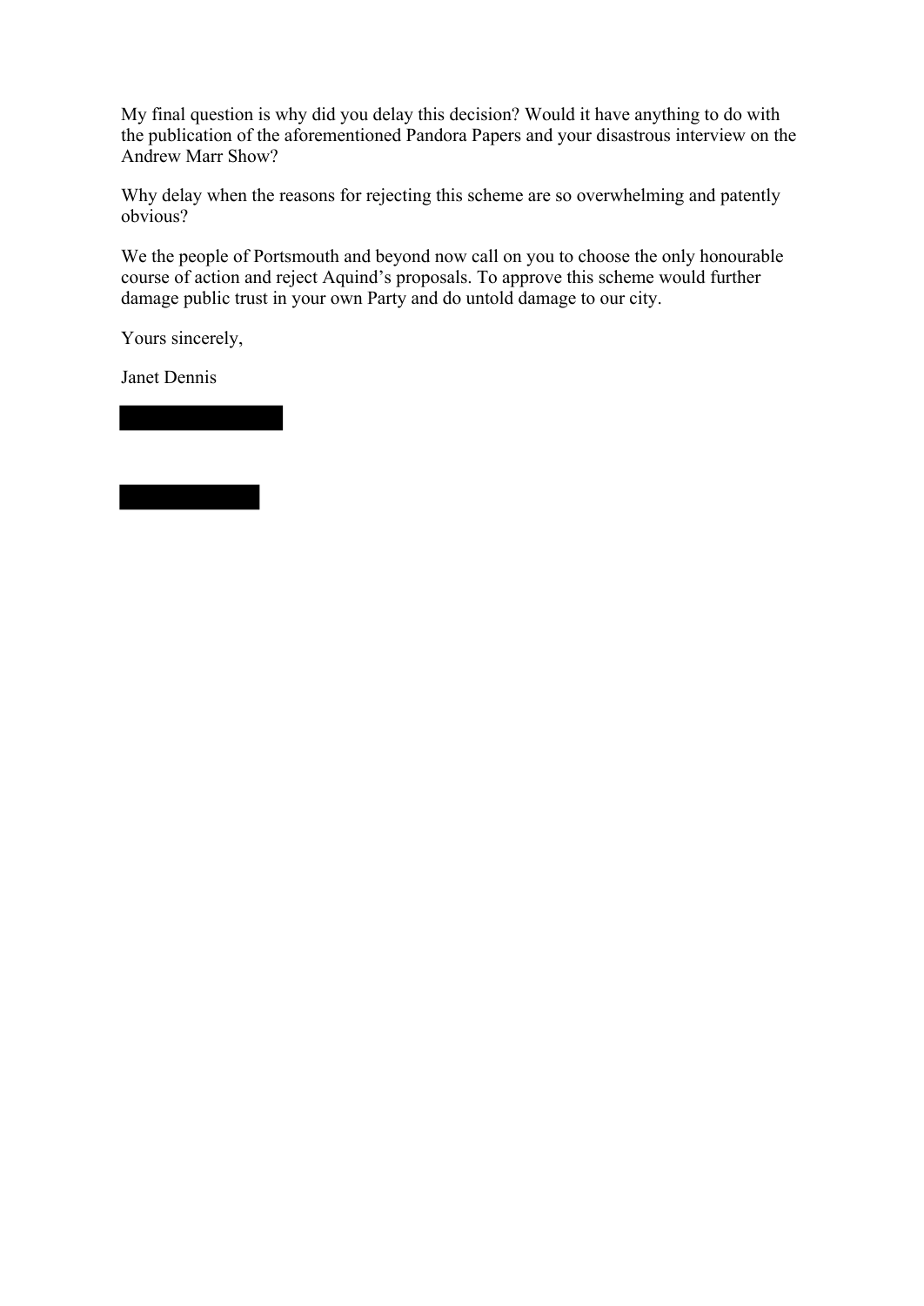My final question is why did you delay this decision? Would it have anything to do with the publication of the aforementioned Pandora Papers and your disastrous interview on the Andrew Marr Show?

Why delay when the reasons for rejecting this scheme are so overwhelming and patently obvious?

We the people of Portsmouth and beyond now call on you to choose the only honourable course of action and reject Aquind's proposals. To approve this scheme would further damage public trust in your own Party and do untold damage to our city.

Yours sincerely,

Janet Dennis